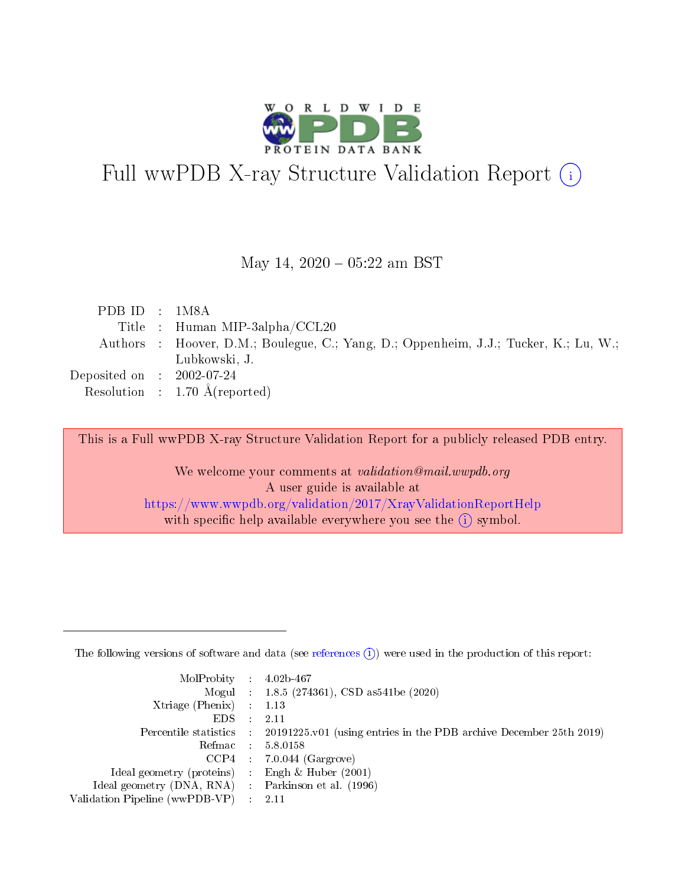# Full wwPDB X-ray Structure Validation Report (i)

May 14, 2020 – 05:22 am BST

| | | |
|---|---|---|
| PDB ID | : | 1M8A |
| Title | : | Human MIP-3alpha/CCL20 |
| Authors | : | Hoover, D.M.; Boulegue, C.; Yang, D.; Oppenheim, J.J.; Tucker, K.; Lu, W.; Lubkowski, J. |
| Deposited on | : | 2002-07-24 |
| Resolution | : | 1.70 Å(reported) |

This is a Full wwPDB X-ray Structure Validation Report for a publicly released PDB entry.

We welcome your comments at *validation@mail.wwpdb.org*
A user guide is available at
https://www.wwpdb.org/validation/2017/XrayValidationReportHelp
with specific help available everywhere you see the (i) symbol.

---

The following versions of software and data (see references (i)) were used in the production of this report:

| | | |
|---|---|---|
| MolProbity | : | 4.02b-467 |
| Mogul | : | 1.8.5 (274361), CSD as541be (2020) |
| Xtriage (Phenix) | : | 1.13 |
| EDS | : | 2.11 |
| Percentile statistics | : | 20191225.v01 (using entries in the PDB archive December 25th 2019) |
| Refmac | : | 5.8.0158 |
| CCP4 | : | 7.0.044 (Gargrove) |
| Ideal geometry (proteins) | : | Engh & Huber (2001) |
| Ideal geometry (DNA, RNA) | : | Parkinson et al. (1996) |
| Validation Pipeline (wwPDB-VP) | : | 2.11 |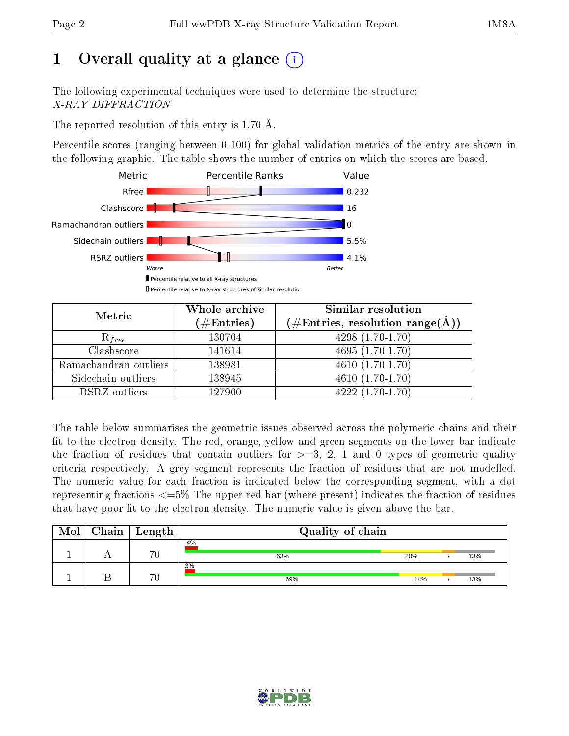# 1 Overall quality at a glance (i)

The following experimental techniques were used to determine the structure:
*X-RAY DIFFRACTION*

The reported resolution of this entry is 1.70 Å.

Percentile scores (ranging between 0-100) for global validation metrics of the entry are shown in the following graphic. The table shows the number of entries on which the scores are based.

| Metric | Value |
|---|---|
| Rfree | 0.232 |
| Clashscore | 16 |
| Ramachandran outliers | 0 |
| Sidechain outliers | 5.5% |
| RSRZ outliers | 4.1% |

Worse — Better

▮ Percentile relative to all X-ray structures
▯ Percentile relative to X-ray structures of similar resolution

| Metric | Whole archive (#Entries) | Similar resolution (#Entries, resolution range(Å)) |
|---|---|---|
| $R_{free}$ | 130704 | 4298 (1.70-1.70) |
| Clashscore | 141614 | 4695 (1.70-1.70) |
| Ramachandran outliers | 138981 | 4610 (1.70-1.70) |
| Sidechain outliers | 138945 | 4610 (1.70-1.70) |
| RSRZ outliers | 127900 | 4222 (1.70-1.70) |

The table below summarises the geometric issues observed across the polymeric chains and their fit to the electron density. The red, orange, yellow and green segments on the lower bar indicate the fraction of residues that contain outliers for >=3, 2, 1 and 0 types of geometric quality criteria respectively. A grey segment represents the fraction of residues that are not modelled. The numeric value for each fraction is indicated below the corresponding segment, with a dot representing fractions <=5% The upper red bar (where present) indicates the fraction of residues that have poor fit to the electron density. The numeric value is given above the bar.

| Mol | Chain | Length | Quality of chain |
|---|---|---|---|
| 1 | A | 70 | 4% / 63% · 20% · • · 13% |
| 1 | B | 70 | 3% / 69% · 14% · • · 13% |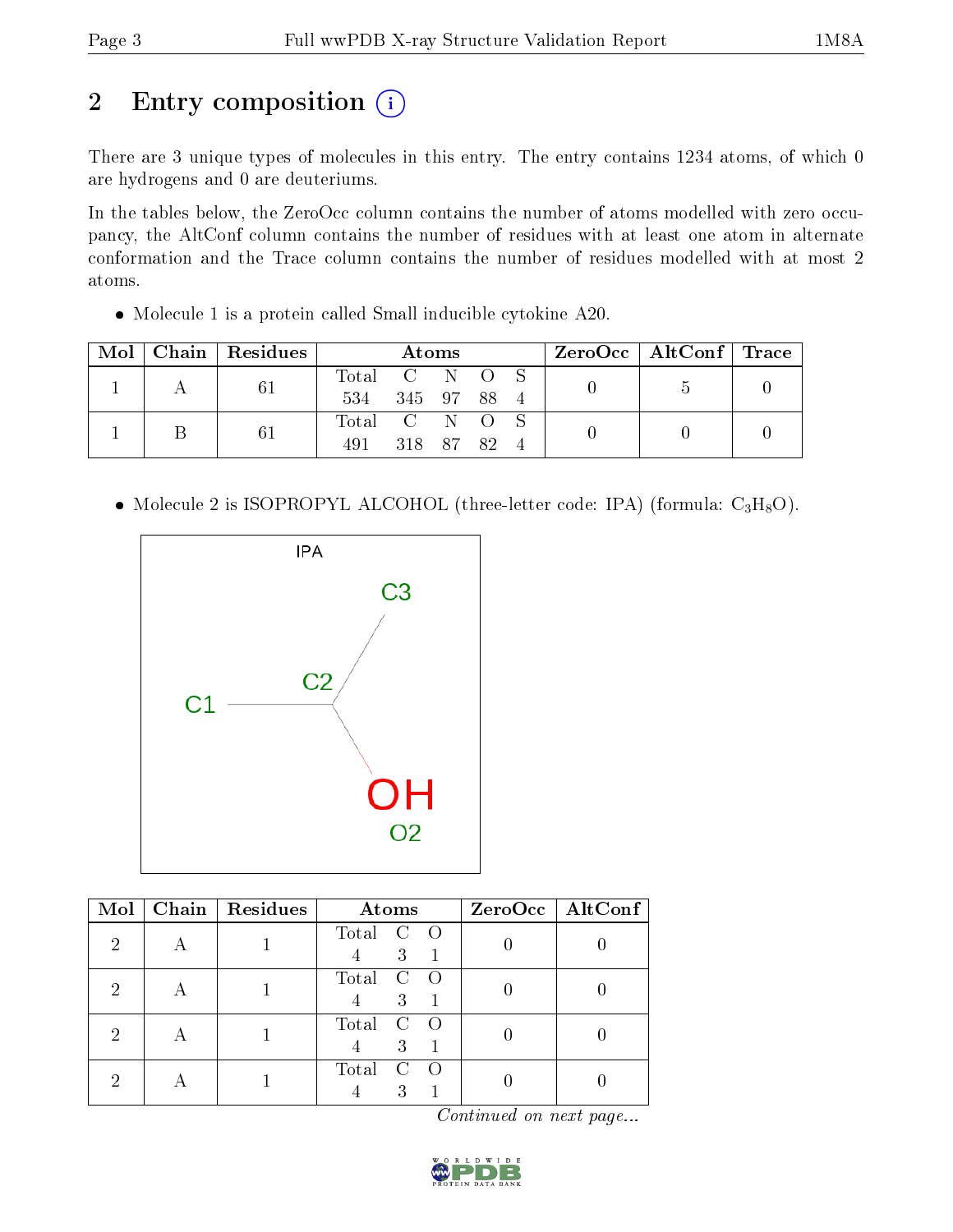# 2 Entry composition (i)

There are 3 unique types of molecules in this entry. The entry contains 1234 atoms, of which 0 are hydrogens and 0 are deuteriums.

In the tables below, the ZeroOcc column contains the number of atoms modelled with zero occupancy, the AltConf column contains the number of residues with at least one atom in alternate conformation and the Trace column contains the number of residues modelled with at most 2 atoms.

- Molecule 1 is a protein called Small inducible cytokine A20.

| Mol | Chain | Residues | Atoms | | | | | ZeroOcc | AltConf | Trace |
|---|---|---|---|---|---|---|---|---|---|---|
| 1 | A | 61 | Total<br>534 | C<br>345 | N<br>97 | O<br>88 | S<br>4 | 0 | 5 | 0 |
| 1 | B | 61 | Total<br>491 | C<br>318 | N<br>87 | O<br>82 | S<br>4 | 0 | 0 | 0 |

- Molecule 2 is ISOPROPYL ALCOHOL (three-letter code: IPA) (formula: $C_3H_8O$).

| Mol | Chain | Residues | Atoms | | | ZeroOcc | AltConf |
|---|---|---|---|---|---|---|---|
| 2 | A | 1 | Total<br>4 | C<br>3 | O<br>1 | 0 | 0 |
| 2 | A | 1 | Total<br>4 | C<br>3 | O<br>1 | 0 | 0 |
| 2 | A | 1 | Total<br>4 | C<br>3 | O<br>1 | 0 | 0 |
| 2 | A | 1 | Total<br>4 | C<br>3 | O<br>1 | 0 | 0 |

*Continued on next page...*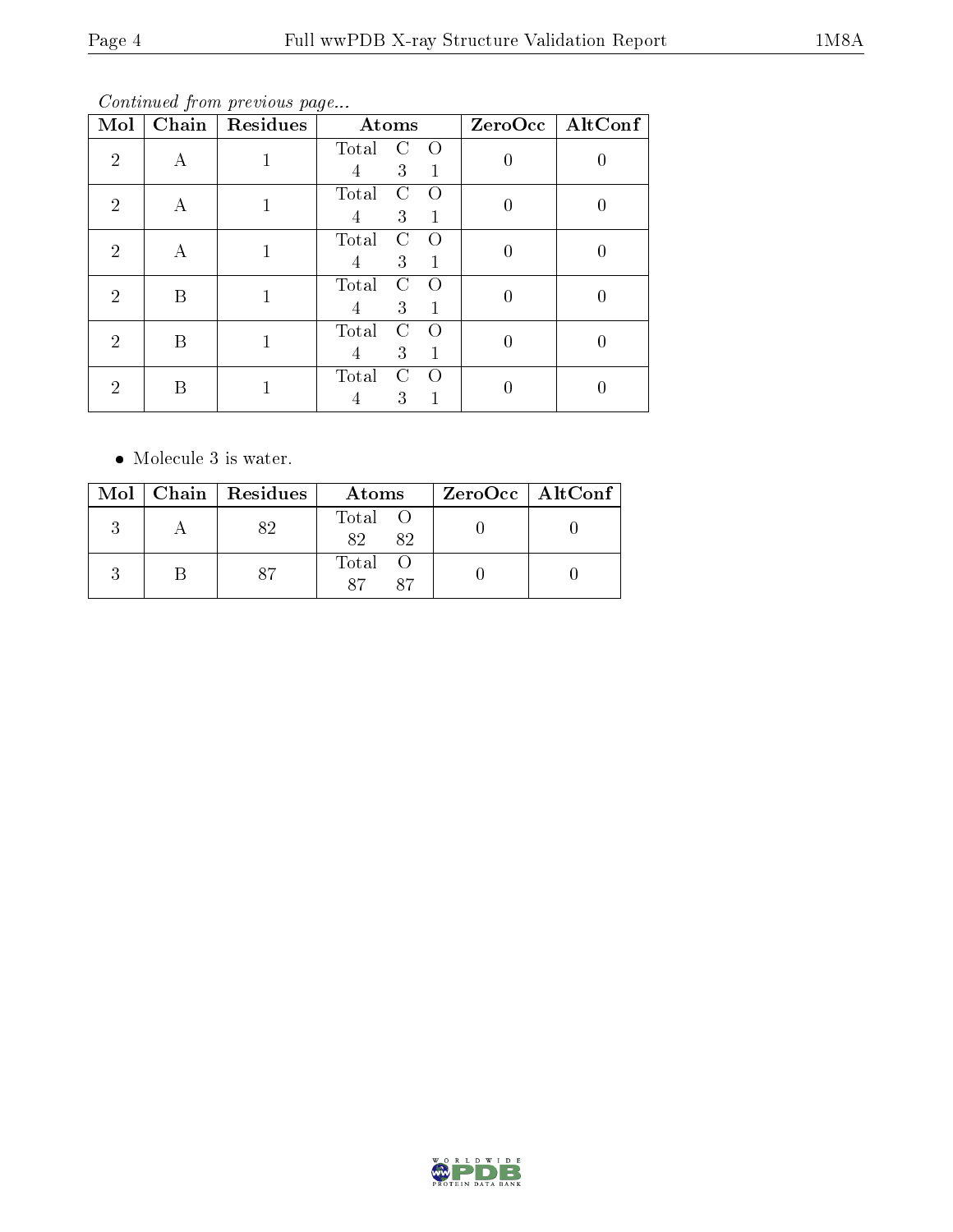*Continued from previous page...*

| Mol | Chain | Residues | Atoms | ZeroOcc | AltConf |
|---|---|---|---|---|---|
| 2 | A | 1 | Total C O<br>4 3 1 | 0 | 0 |
| 2 | A | 1 | Total C O<br>4 3 1 | 0 | 0 |
| 2 | A | 1 | Total C O<br>4 3 1 | 0 | 0 |
| 2 | B | 1 | Total C O<br>4 3 1 | 0 | 0 |
| 2 | B | 1 | Total C O<br>4 3 1 | 0 | 0 |
| 2 | B | 1 | Total C O<br>4 3 1 | 0 | 0 |

- Molecule 3 is water.

| Mol | Chain | Residues | Atoms | ZeroOcc | AltConf |
|---|---|---|---|---|---|
| 3 | A | 82 | Total O<br>82 82 | 0 | 0 |
| 3 | B | 87 | Total O<br>87 87 | 0 | 0 |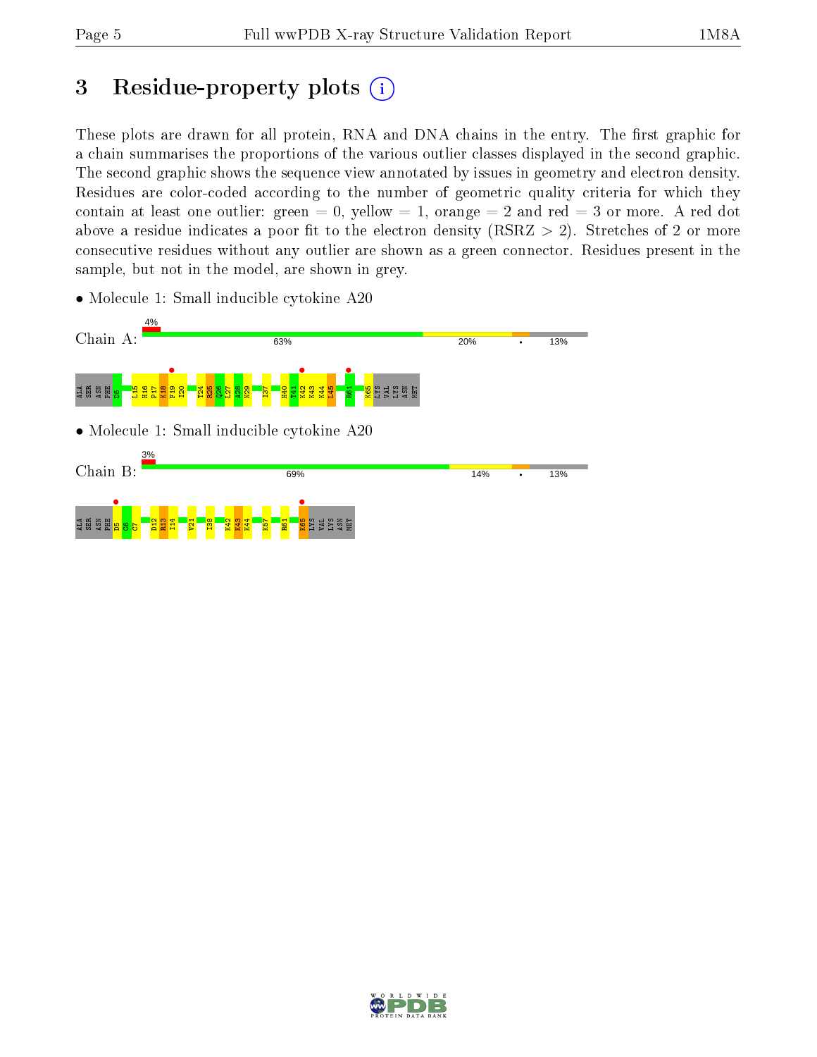# 3 Residue-property plots

These plots are drawn for all protein, RNA and DNA chains in the entry. The first graphic for a chain summarises the proportions of the various outlier classes displayed in the second graphic. The second graphic shows the sequence view annotated by issues in geometry and electron density. Residues are color-coded according to the number of geometric quality criteria for which they contain at least one outlier: green = 0, yellow = 1, orange = 2 and red = 3 or more. A red dot above a residue indicates a poor fit to the electron density (RSRZ > 2). Stretches of 2 or more consecutive residues without any outlier are shown as a green connector. Residues present in the sample, but not in the model, are shown in grey.

- Molecule 1: Small inducible cytokine A20

Chain A: 4% | 63% | 20% | • | 13%

ALA SER ASN PHE D5 L15 H16 P17 K18 F19 I20 T24 R25 Q26 L27 A28 N29 I37 H40 T41 K42 K43 K44 L45 R61 K65 LYS VAL LYS ASN MET

- Molecule 1: Small inducible cytokine A20

Chain B: 3% | 69% | 14% | • | 13%

ALA SER ASN PHE D5 C6 C7 D12 R13 I14 V21 I38 K42 K43 K44 K57 R61 K65 LYS VAL LYS ASN MET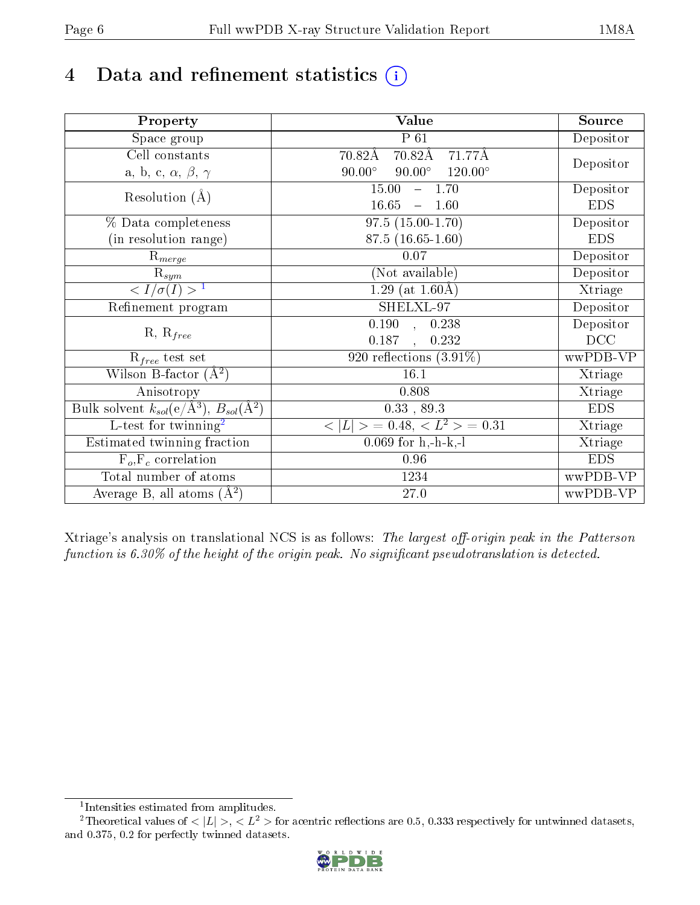# 4 Data and refinement statistics (i)

| Property | Value | Source |
|---|---|---|
| Space group | P 61 | Depositor |
| Cell constants<br>a, b, c, $\alpha$, $\beta$, $\gamma$ | 70.82Å 70.82Å 71.77Å<br>90.00° 90.00° 120.00° | Depositor |
| Resolution (Å) | 15.00 – 1.70<br>16.65 – 1.60 | Depositor<br>EDS |
| % Data completeness<br>(in resolution range) | 97.5 (15.00-1.70)<br>87.5 (16.65-1.60) | Depositor<br>EDS |
| $R_{merge}$ | 0.07 | Depositor |
| $R_{sym}$ | (Not available) | Depositor |
| $< I/\sigma(I) >$ [1] | 1.29 (at 1.60Å) | Xtriage |
| Refinement program | SHELXL-97 | Depositor |
| R, $R_{free}$ | 0.190 , 0.238<br>0.187 , 0.232 | Depositor<br>DCC |
| $R_{free}$ test set | 920 reflections (3.91%) | wwPDB-VP |
| Wilson B-factor (Å$^2$) | 16.1 | Xtriage |
| Anisotropy | 0.808 | Xtriage |
| Bulk solvent $k_{sol}$(e/Å$^3$), $B_{sol}$(Å$^2$) | 0.33 , 89.3 | EDS |
| L-test for twinning[2] | $< \|L\| > = 0.48$, $< L^2 > = 0.31$ | Xtriage |
| Estimated twinning fraction | 0.069 for h,-h-k,-l | Xtriage |
| $F_o$,$F_c$ correlation | 0.96 | EDS |
| Total number of atoms | 1234 | wwPDB-VP |
| Average B, all atoms (Å$^2$) | 27.0 | wwPDB-VP |

Xtriage's analysis on translational NCS is as follows: *The largest off-origin peak in the Patterson function is 6.30% of the height of the origin peak. No significant pseudotranslation is detected.*

[1] Intensities estimated from amplitudes.

[2] Theoretical values of $< |L| >$, $< L^2 >$ for acentric reflections are 0.5, 0.333 respectively for untwinned datasets, and 0.375, 0.2 for perfectly twinned datasets.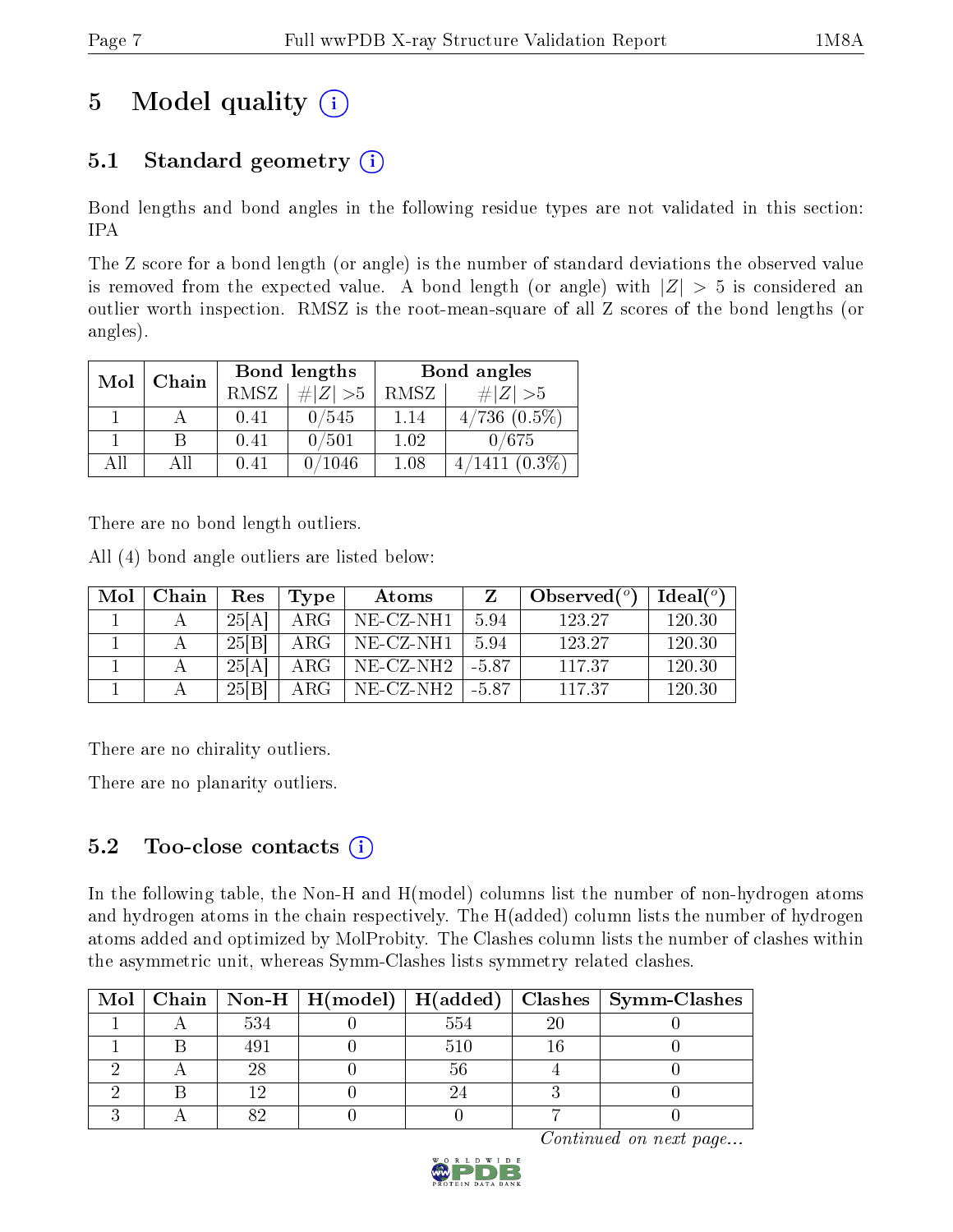# 5 Model quality

## 5.1 Standard geometry

Bond lengths and bond angles in the following residue types are not validated in this section: IPA

The Z score for a bond length (or angle) is the number of standard deviations the observed value is removed from the expected value. A bond length (or angle) with $|Z| > 5$ is considered an outlier worth inspection. RMSZ is the root-mean-square of all Z scores of the bond lengths (or angles).

| Mol | Chain | Bond lengths | | Bond angles | |
|---|---|---|---|---|---|
| | | RMSZ | $\#\|Z\| > 5$ | RMSZ | $\#\|Z\| > 5$ |
| 1 | A | 0.41 | 0/545 | 1.14 | 4/736 (0.5%) |
| 1 | B | 0.41 | 0/501 | 1.02 | 0/675 |
| All | All | 0.41 | 0/1046 | 1.08 | 4/1411 (0.3%) |

There are no bond length outliers.

All (4) bond angle outliers are listed below:

| Mol | Chain | Res | Type | Atoms | Z | Observed(°) | Ideal(°) |
|---|---|---|---|---|---|---|---|
| 1 | A | 25[A] | ARG | NE-CZ-NH1 | 5.94 | 123.27 | 120.30 |
| 1 | A | 25[B] | ARG | NE-CZ-NH1 | 5.94 | 123.27 | 120.30 |
| 1 | A | 25[A] | ARG | NE-CZ-NH2 | -5.87 | 117.37 | 120.30 |
| 1 | A | 25[B] | ARG | NE-CZ-NH2 | -5.87 | 117.37 | 120.30 |

There are no chirality outliers.

There are no planarity outliers.

## 5.2 Too-close contacts

In the following table, the Non-H and H(model) columns list the number of non-hydrogen atoms and hydrogen atoms in the chain respectively. The H(added) column lists the number of hydrogen atoms added and optimized by MolProbity. The Clashes column lists the number of clashes within the asymmetric unit, whereas Symm-Clashes lists symmetry related clashes.

| Mol | Chain | Non-H | H(model) | H(added) | Clashes | Symm-Clashes |
|---|---|---|---|---|---|---|
| 1 | A | 534 | 0 | 554 | 20 | 0 |
| 1 | B | 491 | 0 | 510 | 16 | 0 |
| 2 | A | 28 | 0 | 56 | 4 | 0 |
| 2 | B | 12 | 0 | 24 | 3 | 0 |
| 3 | A | 82 | 0 | 0 | 7 | 0 |

*Continued on next page...*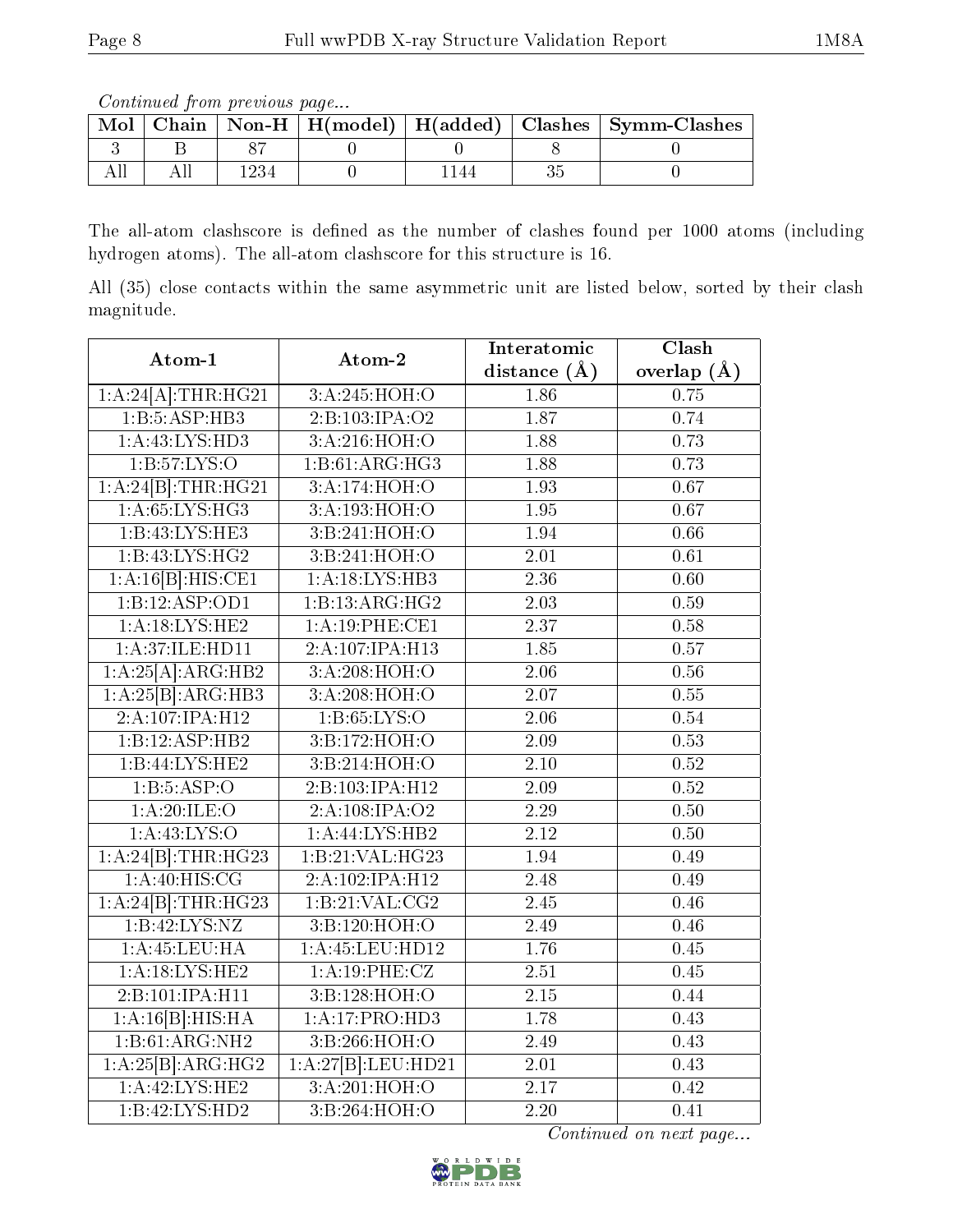*Continued from previous page...*

| Mol | Chain | Non-H | H(model) | H(added) | Clashes | Symm-Clashes |
|---|---|---|---|---|---|---|
| 3 | B | 87 | 0 | 0 | 8 | 0 |
| All | All | 1234 | 0 | 1144 | 35 | 0 |

The all-atom clashscore is defined as the number of clashes found per 1000 atoms (including hydrogen atoms). The all-atom clashscore for this structure is 16.

All (35) close contacts within the same asymmetric unit are listed below, sorted by their clash magnitude.

| Atom-1 | Atom-2 | Interatomic distance (Å) | Clash overlap (Å) |
|---|---|---|---|
| 1:A:24[A]:THR:HG21 | 3:A:245:HOH:O | 1.86 | 0.75 |
| 1:B:5:ASP:HB3 | 2:B:103:IPA:O2 | 1.87 | 0.74 |
| 1:A:43:LYS:HD3 | 3:A:216:HOH:O | 1.88 | 0.73 |
| 1:B:57:LYS:O | 1:B:61:ARG:HG3 | 1.88 | 0.73 |
| 1:A:24[B]:THR:HG21 | 3:A:174:HOH:O | 1.93 | 0.67 |
| 1:A:65:LYS:HG3 | 3:A:193:HOH:O | 1.95 | 0.67 |
| 1:B:43:LYS:HE3 | 3:B:241:HOH:O | 1.94 | 0.66 |
| 1:B:43:LYS:HG2 | 3:B:241:HOH:O | 2.01 | 0.61 |
| 1:A:16[B]:HIS:CE1 | 1:A:18:LYS:HB3 | 2.36 | 0.60 |
| 1:B:12:ASP:OD1 | 1:B:13:ARG:HG2 | 2.03 | 0.59 |
| 1:A:18:LYS:HE2 | 1:A:19:PHE:CE1 | 2.37 | 0.58 |
| 1:A:37:ILE:HD11 | 2:A:107:IPA:H13 | 1.85 | 0.57 |
| 1:A:25[A]:ARG:HB2 | 3:A:208:HOH:O | 2.06 | 0.56 |
| 1:A:25[B]:ARG:HB3 | 3:A:208:HOH:O | 2.07 | 0.55 |
| 2:A:107:IPA:H12 | 1:B:65:LYS:O | 2.06 | 0.54 |
| 1:B:12:ASP:HB2 | 3:B:172:HOH:O | 2.09 | 0.53 |
| 1:B:44:LYS:HE2 | 3:B:214:HOH:O | 2.10 | 0.52 |
| 1:B:5:ASP:O | 2:B:103:IPA:H12 | 2.09 | 0.52 |
| 1:A:20:ILE:O | 2:A:108:IPA:O2 | 2.29 | 0.50 |
| 1:A:43:LYS:O | 1:A:44:LYS:HB2 | 2.12 | 0.50 |
| 1:A:24[B]:THR:HG23 | 1:B:21:VAL:HG23 | 1.94 | 0.49 |
| 1:A:40:HIS:CG | 2:A:102:IPA:H12 | 2.48 | 0.49 |
| 1:A:24[B]:THR:HG23 | 1:B:21:VAL:CG2 | 2.45 | 0.46 |
| 1:B:42:LYS:NZ | 3:B:120:HOH:O | 2.49 | 0.46 |
| 1:A:45:LEU:HA | 1:A:45:LEU:HD12 | 1.76 | 0.45 |
| 1:A:18:LYS:HE2 | 1:A:19:PHE:CZ | 2.51 | 0.45 |
| 2:B:101:IPA:H11 | 3:B:128:HOH:O | 2.15 | 0.44 |
| 1:A:16[B]:HIS:HA | 1:A:17:PRO:HD3 | 1.78 | 0.43 |
| 1:B:61:ARG:NH2 | 3:B:266:HOH:O | 2.49 | 0.43 |
| 1:A:25[B]:ARG:HG2 | 1:A:27[B]:LEU:HD21 | 2.01 | 0.43 |
| 1:A:42:LYS:HE2 | 3:A:201:HOH:O | 2.17 | 0.42 |
| 1:B:42:LYS:HD2 | 3:B:264:HOH:O | 2.20 | 0.41 |

*Continued on next page...*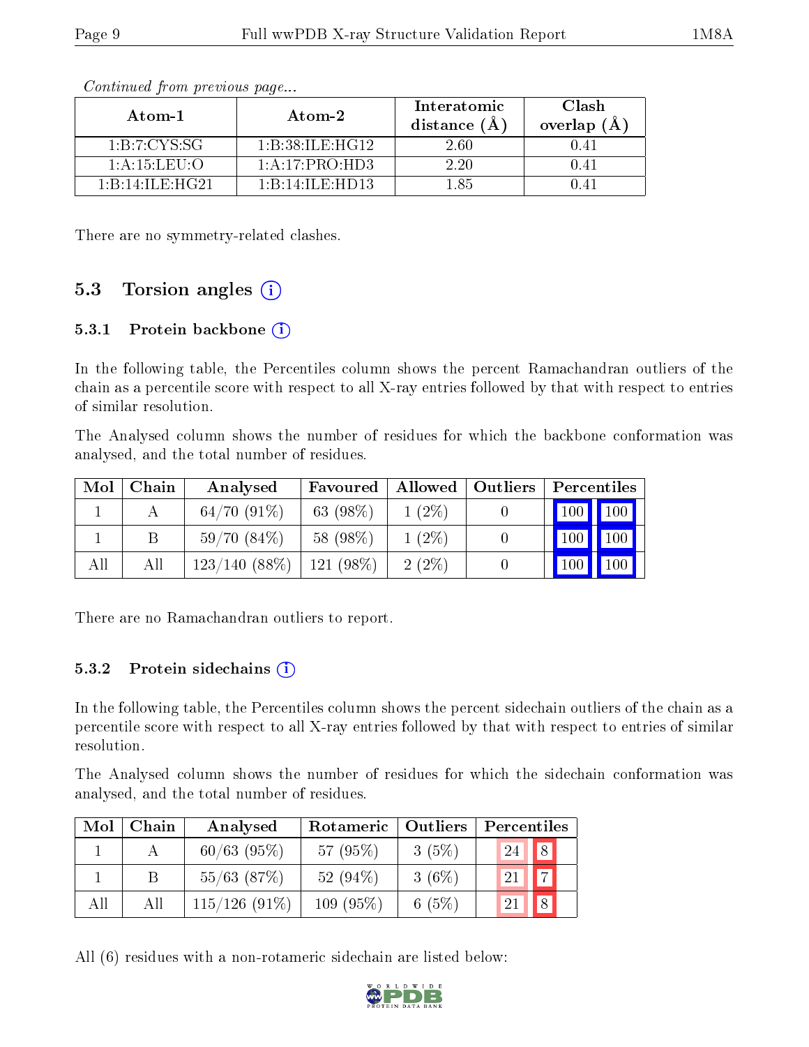*Continued from previous page...*

| Atom-1 | Atom-2 | Interatomic distance (Å) | Clash overlap (Å) |
|---|---|---|---|
| 1:B:7:CYS:SG | 1:B:38:ILE:HG12 | 2.60 | 0.41 |
| 1:A:15:LEU:O | 1:A:17:PRO:HD3 | 2.20 | 0.41 |
| 1:B:14:ILE:HG21 | 1:B:14:ILE:HD13 | 1.85 | 0.41 |

There are no symmetry-related clashes.

## 5.3 Torsion angles

### 5.3.1 Protein backbone

In the following table, the Percentiles column shows the percent Ramachandran outliers of the chain as a percentile score with respect to all X-ray entries followed by that with respect to entries of similar resolution.

The Analysed column shows the number of residues for which the backbone conformation was analysed, and the total number of residues.

| Mol | Chain | Analysed | Favoured | Allowed | Outliers | Percentiles | |
|---|---|---|---|---|---|---|---|
| 1 | A | 64/70 (91%) | 63 (98%) | 1 (2%) | 0 | 100 | 100 |
| 1 | B | 59/70 (84%) | 58 (98%) | 1 (2%) | 0 | 100 | 100 |
| All | All | 123/140 (88%) | 121 (98%) | 2 (2%) | 0 | 100 | 100 |

There are no Ramachandran outliers to report.

### 5.3.2 Protein sidechains

In the following table, the Percentiles column shows the percent sidechain outliers of the chain as a percentile score with respect to all X-ray entries followed by that with respect to entries of similar resolution.

The Analysed column shows the number of residues for which the sidechain conformation was analysed, and the total number of residues.

| Mol | Chain | Analysed | Rotameric | Outliers | Percentiles | |
|---|---|---|---|---|---|---|
| 1 | A | 60/63 (95%) | 57 (95%) | 3 (5%) | 24 | 8 |
| 1 | B | 55/63 (87%) | 52 (94%) | 3 (6%) | 21 | 7 |
| All | All | 115/126 (91%) | 109 (95%) | 6 (5%) | 21 | 8 |

All (6) residues with a non-rotameric sidechain are listed below: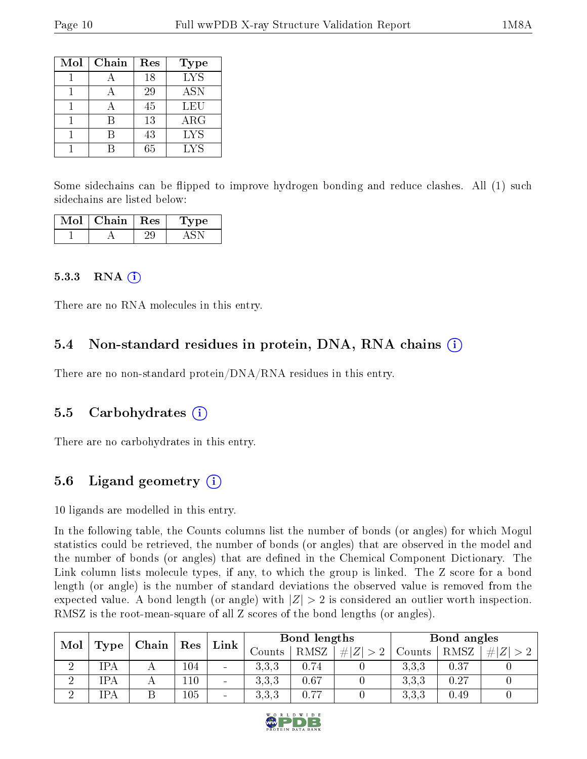| Mol | Chain | Res | Type |
|---|---|---|---|
| 1 | A | 18 | LYS |
| 1 | A | 29 | ASN |
| 1 | A | 45 | LEU |
| 1 | B | 13 | ARG |
| 1 | B | 43 | LYS |
| 1 | B | 65 | LYS |

Some sidechains can be flipped to improve hydrogen bonding and reduce clashes. All (1) such sidechains are listed below:

| Mol | Chain | Res | Type |
|---|---|---|---|
| 1 | A | 29 | ASN |

### 5.3.3 RNA (i)

There are no RNA molecules in this entry.

## 5.4 Non-standard residues in protein, DNA, RNA chains (i)

There are no non-standard protein/DNA/RNA residues in this entry.

## 5.5 Carbohydrates (i)

There are no carbohydrates in this entry.

## 5.6 Ligand geometry (i)

10 ligands are modelled in this entry.

In the following table, the Counts columns list the number of bonds (or angles) for which Mogul statistics could be retrieved, the number of bonds (or angles) that are observed in the model and the number of bonds (or angles) that are defined in the Chemical Component Dictionary. The Link column lists molecule types, if any, to which the group is linked. The Z score for a bond length (or angle) is the number of standard deviations the observed value is removed from the expected value. A bond length (or angle) with $|Z| > 2$ is considered an outlier worth inspection. RMSZ is the root-mean-square of all Z scores of the bond lengths (or angles).

| Mol | Type | Chain | Res | Link | Bond lengths | | | Bond angles | | |
|---|---|---|---|---|---|---|---|---|---|---|
| | | | | | Counts | RMSZ | $\#\|Z\| > 2$ | Counts | RMSZ | $\#\|Z\| > 2$ |
| 2 | IPA | A | 104 | - | 3,3,3 | 0.74 | 0 | 3,3,3 | 0.37 | 0 |
| 2 | IPA | A | 110 | - | 3,3,3 | 0.67 | 0 | 3,3,3 | 0.27 | 0 |
| 2 | IPA | B | 105 | - | 3,3,3 | 0.77 | 0 | 3,3,3 | 0.49 | 0 |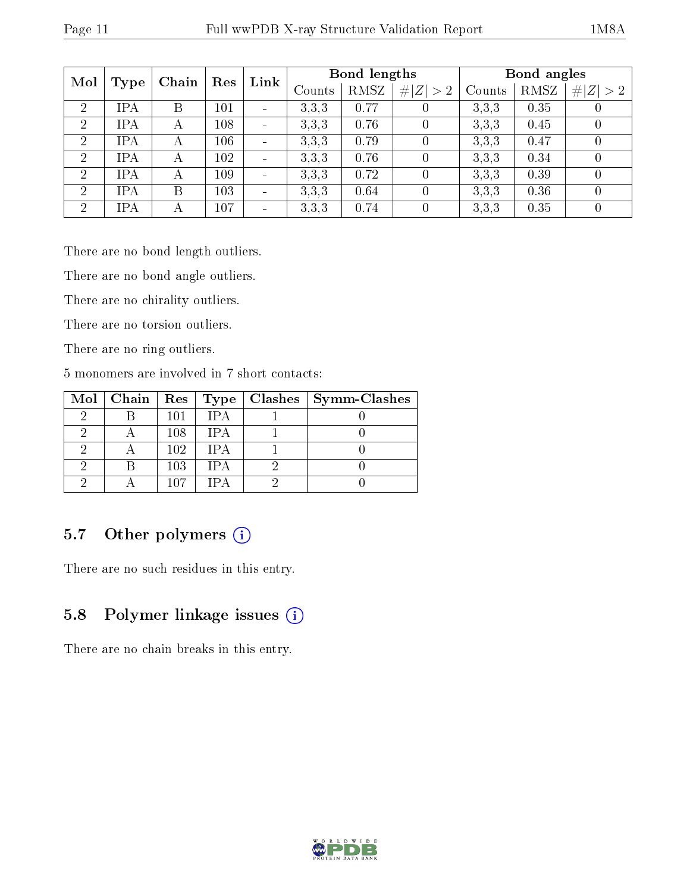| Mol | Type | Chain | Res | Link | Bond lengths | | | Bond angles | | |
|---|---|---|---|---|---|---|---|---|---|---|
| | | | | | Counts | RMSZ | #\|Z\| > 2 | Counts | RMSZ | #\|Z\| > 2 |
| 2 | IPA | B | 101 | - | 3,3,3 | 0.77 | 0 | 3,3,3 | 0.35 | 0 |
| 2 | IPA | A | 108 | - | 3,3,3 | 0.76 | 0 | 3,3,3 | 0.45 | 0 |
| 2 | IPA | A | 106 | - | 3,3,3 | 0.79 | 0 | 3,3,3 | 0.47 | 0 |
| 2 | IPA | A | 102 | - | 3,3,3 | 0.76 | 0 | 3,3,3 | 0.34 | 0 |
| 2 | IPA | A | 109 | - | 3,3,3 | 0.72 | 0 | 3,3,3 | 0.39 | 0 |
| 2 | IPA | B | 103 | - | 3,3,3 | 0.64 | 0 | 3,3,3 | 0.36 | 0 |
| 2 | IPA | A | 107 | - | 3,3,3 | 0.74 | 0 | 3,3,3 | 0.35 | 0 |

There are no bond length outliers.

There are no bond angle outliers.

There are no chirality outliers.

There are no torsion outliers.

There are no ring outliers.

5 monomers are involved in 7 short contacts:

| Mol | Chain | Res | Type | Clashes | Symm-Clashes |
|---|---|---|---|---|---|
| 2 | B | 101 | IPA | 1 | 0 |
| 2 | A | 108 | IPA | 1 | 0 |
| 2 | A | 102 | IPA | 1 | 0 |
| 2 | B | 103 | IPA | 2 | 0 |
| 2 | A | 107 | IPA | 2 | 0 |

## 5.7 Other polymers

There are no such residues in this entry.

## 5.8 Polymer linkage issues

There are no chain breaks in this entry.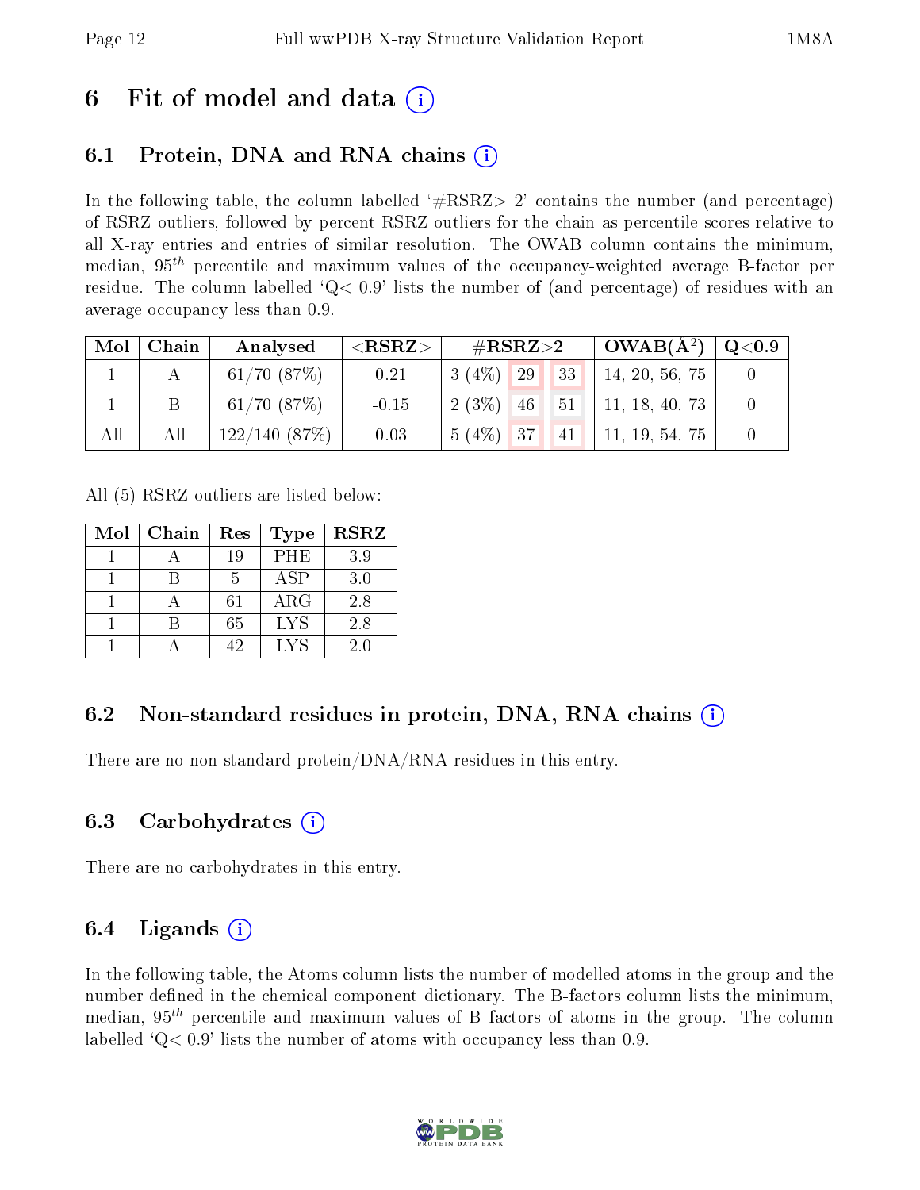# 6 Fit of model and data (i)

## 6.1 Protein, DNA and RNA chains (i)

In the following table, the column labelled '#RSRZ> 2' contains the number (and percentage) of RSRZ outliers, followed by percent RSRZ outliers for the chain as percentile scores relative to all X-ray entries and entries of similar resolution. The OWAB column contains the minimum, median, $95^{th}$ percentile and maximum values of the occupancy-weighted average B-factor per residue. The column labelled 'Q< 0.9' lists the number of (and percentage) of residues with an average occupancy less than 0.9.

| Mol | Chain | Analysed | <RSRZ> | #RSRZ>2 | | | OWAB(Å$^2$) | Q<0.9 |
|---|---|---|---|---|---|---|---|---|
| 1 | A | 61/70 (87%) | 0.21 | 3 (4%) | 29 | 33 | 14, 20, 56, 75 | 0 |
| 1 | B | 61/70 (87%) | -0.15 | 2 (3%) | 46 | 51 | 11, 18, 40, 73 | 0 |
| All | All | 122/140 (87%) | 0.03 | 5 (4%) | 37 | 41 | 11, 19, 54, 75 | 0 |

All (5) RSRZ outliers are listed below:

| Mol | Chain | Res | Type | RSRZ |
|---|---|---|---|---|
| 1 | A | 19 | PHE | 3.9 |
| 1 | B | 5 | ASP | 3.0 |
| 1 | A | 61 | ARG | 2.8 |
| 1 | B | 65 | LYS | 2.8 |
| 1 | A | 42 | LYS | 2.0 |

## 6.2 Non-standard residues in protein, DNA, RNA chains (i)

There are no non-standard protein/DNA/RNA residues in this entry.

## 6.3 Carbohydrates (i)

There are no carbohydrates in this entry.

## 6.4 Ligands (i)

In the following table, the Atoms column lists the number of modelled atoms in the group and the number defined in the chemical component dictionary. The B-factors column lists the minimum, median, $95^{th}$ percentile and maximum values of B factors of atoms in the group. The column labelled 'Q< 0.9' lists the number of atoms with occupancy less than 0.9.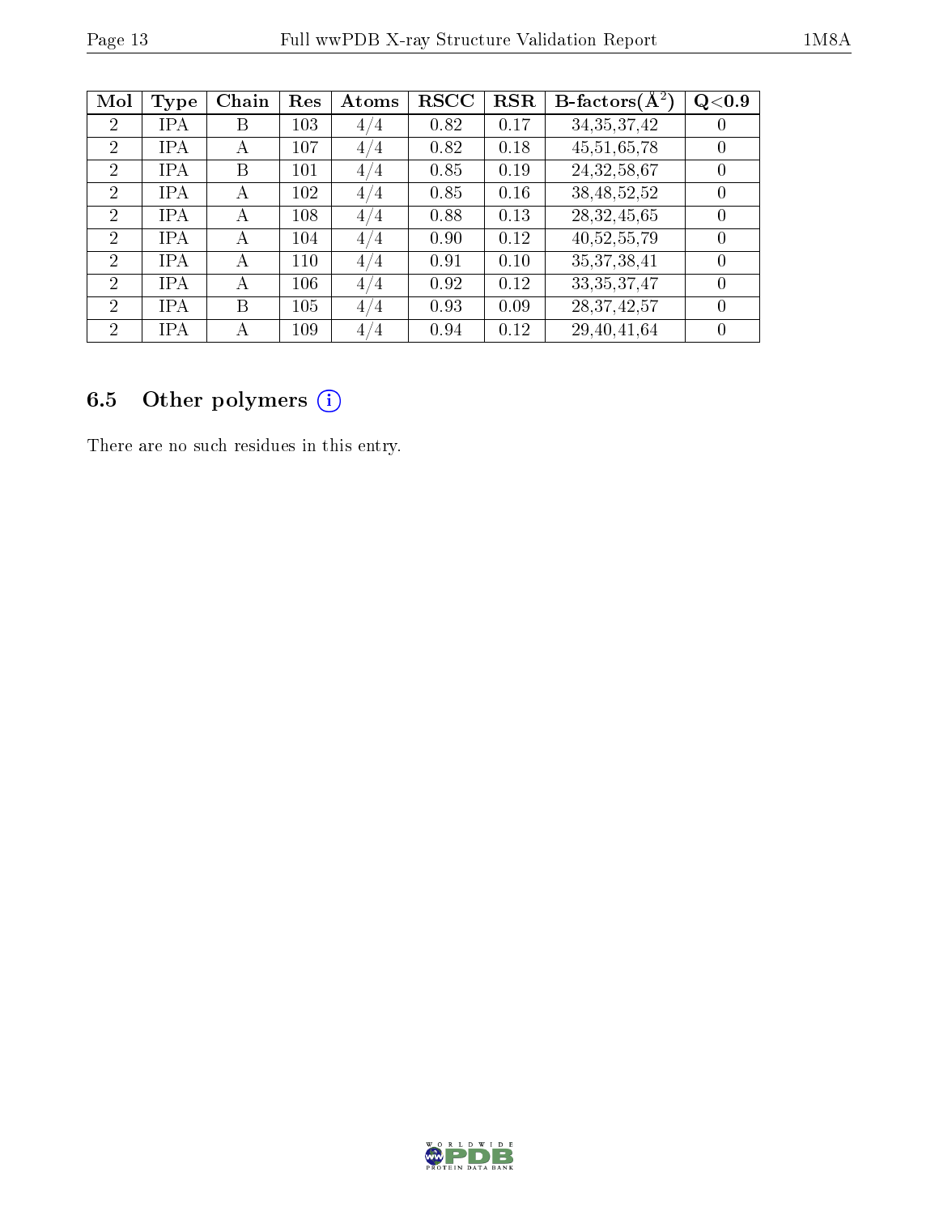| Mol | Type | Chain | Res | Atoms | RSCC | RSR | B-factors($\AA^2$) | Q<0.9 |
|---|---|---|---|---|---|---|---|---|
| 2 | IPA | B | 103 | 4/4 | 0.82 | 0.17 | 34,35,37,42 | 0 |
| 2 | IPA | A | 107 | 4/4 | 0.82 | 0.18 | 45,51,65,78 | 0 |
| 2 | IPA | B | 101 | 4/4 | 0.85 | 0.19 | 24,32,58,67 | 0 |
| 2 | IPA | A | 102 | 4/4 | 0.85 | 0.16 | 38,48,52,52 | 0 |
| 2 | IPA | A | 108 | 4/4 | 0.88 | 0.13 | 28,32,45,65 | 0 |
| 2 | IPA | A | 104 | 4/4 | 0.90 | 0.12 | 40,52,55,79 | 0 |
| 2 | IPA | A | 110 | 4/4 | 0.91 | 0.10 | 35,37,38,41 | 0 |
| 2 | IPA | A | 106 | 4/4 | 0.92 | 0.12 | 33,35,37,47 | 0 |
| 2 | IPA | B | 105 | 4/4 | 0.93 | 0.09 | 28,37,42,57 | 0 |
| 2 | IPA | A | 109 | 4/4 | 0.94 | 0.12 | 29,40,41,64 | 0 |

## 6.5 Other polymers

There are no such residues in this entry.